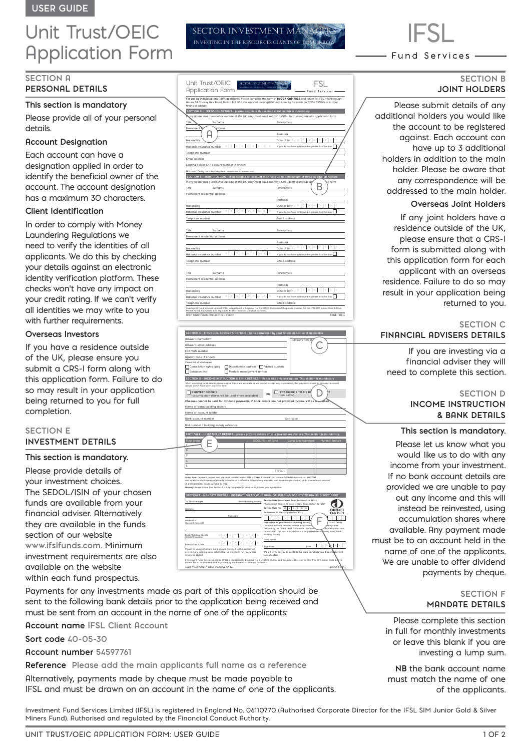USER GUIDE

# Unit Trust/OEIC Application Form

IFSL Fund Services

## SECTION A
## PERSONAL DETAILS

**This section is mandatory**

Please provide all of your personal details.

**Account Designation**

Each account can have a designation applied in order to identify the beneficial owner of the account. The account designation has a maximum 30 characters.

**Client Identification**

In order to comply with Money Laundering Regulations we need to verify the identities of all applicants. We do this by checking your details against an electronic identity verification platform. These checks won't have any impact on your credit rating. If we can't verify all identities we may write to you with further requirements.

**Overseas Investors**

If you have a residence outside of the UK, please ensure you submit a CRS-I form along with this application form. Failure to do so may result in your application being returned to you for full completion.

## SECTION B
## JOINT HOLDERS

Please submit details of any additional holders you would like the account to be registered against. Each account can have up to 3 additional holders in addition to the main holder. Please be aware that any correspondence will be addressed to the main holder.

**Overseas Joint Holders**

If any joint holders have a residence outside of the UK, please ensure that a CRS-I form is submitted along with this application form for each applicant with an overseas residence. Failure to do so may result in your application being returned to you.

## SECTION C
## FINANCIAL ADVISERS DETAILS

If you are investing via a financial adviser they will need to complete this section.

## SECTION D
## INCOME INSTRUCTION & BANK DETAILS

**This section is mandatory.**

Please let us know what you would like us to do with any income from your investment. If no bank account details are provided we are unable to pay out any income and this will instead be reinvested, using accumulation shares where available. Any payment made must be to an account held in the name of one of the applicants. We are unable to offer dividend payments by cheque.

## SECTION E
## INVESTMENT DETAILS

**This section is mandatory.**

Please provide details of your investment choices. The SEDOL/ISIN of your chosen funds are available from your financial adviser. Alternatively they are available in the funds section of our website **www.ifslfunds.com.** Minimum investment requirements are also available on the website within each fund prospectus.

Payments for any investments made as part of this application should be sent to the following bank details prior to the application being received and must be sent from an account in the name of one of the applicants:

**Account name** IFSL Client Account

**Sort code** 40-05-30

**Account number** 54597761

**Reference** Please add the main applicants full name as a reference

Alternatively, payments made by cheque must be made payable to IFSL and must be drawn on an account in the name of one of the applicants.

## SECTION F
## MANDATE DETAILS

Please complete this section in full for monthly investments or leave this blank if you are investing a lump sum.

**NB** the bank account name must match the name of one of the applicants.

Investment Fund Services Limited (IFSL) is registered in England No. 06110770 (Authorised Corporate Director for the IFSL SIM Junior Gold & Silver Miners Fund). Authorised and regulated by the Financial Conduct Authority.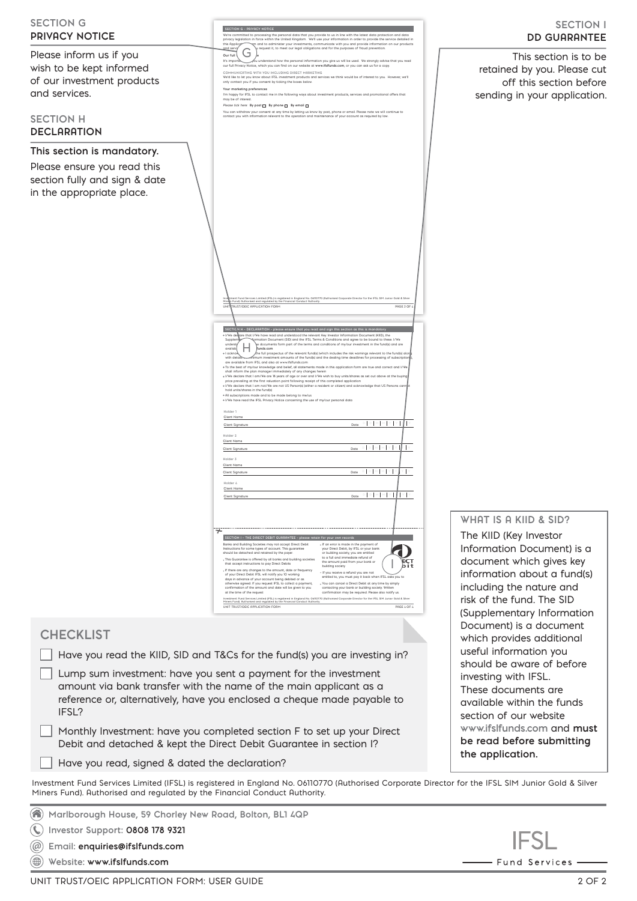## SECTION G
## PRIVACY NOTICE

Please inform us if you wish to be kept informed of our investment products and services.

## SECTION H
## DECLARATION

**This section is mandatory.**

Please ensure you read this section fully and sign & date in the appropriate place.

## SECTION I
## DD GUARANTEE

This section is to be retained by you. Please cut off this section before sending in your application.

SECTION G - PRIVACY NOTICE

We're committed to processing the personal data that you provide to us in line with the latest data protection and data privacy legislation in force within the United Kingdom. We'll use your information in order to provide the service detailed in this Application Form and to administer your investments, communicate with you and provide information on our products and services if you request it, to meet our legal obligations and for the purposes of fraud prevention.

Our full Privacy Notice

It's important that you understand how the personal information you give us will be used. We strongly advise that you read our full Privacy Notice, which you can find on our website at www.ifslfunds.com, or you can ask us for a copy.

COMMUNICATING WITH YOU INCLUDING DIRECT MARKETING

We'd like to let you know about IFSL investment products and services we think would be of interest to you. However, we'll only contact you if you consent by ticking the boxes below.

Your marketing preferences

I'm happy for IFSL to contact me in the following ways about investment products, services and promotional offers that may be of interest.

Please tick here: By post ☐ By phone ☐ By email ☐

You can withdraw your consent at any time by letting us know by post, phone or email. Please note we will continue to contact you with information relevant to the operation and maintenance of your account as required by law.

Investment Fund Services Limited (IFSL) is registered in England No. 06110770 (Authorised Corporate Director for the IFSL SIM Junior Gold & Silver Miners Fund). Authorised and regulated by the Financial Conduct Authority.

UNIT TRUST/OEIC APPLICATION FORM PAGE 3 OF 4

SECTION H - DECLARATION - please ensure that you read and sign this section as this is mandatory

- I/We declare that I/We have read and understood the relevant Key Investor Information Document (KIID), the Supplementary Information Document (SID) and the IFSL Terms & Conditions and agree to be bound to these. I/We understand these documents form part of the terms and conditions of my/our investment in the fund(s) and are available at www.ifslfunds.com
- I acknowledge the full prospectus of the relevant fund(s) (which includes the risk warnings relevant to the fund(s) along with details of minimum investment amounts of the fund(s) and the dealing time deadlines for processing of subscriptions), are available from IFSL and also at www.ifslfunds.com
- To the best of my/our knowledge and belief, all statements made in this application form are true and correct and I/We shall inform the plan manager immediately of any changes herein
- I/We declare that I am/We are 18 years of age or over and I/We wish to buy units/shares as set out above at the buying price prevailing at the first valuation point following receipt of this completed application
- I/We declare that I am not/We are not US Person(s) (either a resident or citizen) and acknowledge that US Persons cannot hold units/shares in the fund(s)
- All subscriptions made and to be made belong to me/us
- I/We have read the IFSL Privacy Notice concerning the use of my/our personal data

Holder 1
Client Name
Client Signature Date

Holder 2
Client Name
Client Signature Date

Holder 3
Client Name
Client Signature Date

Holder 4
Client Name
Client Signature Date

SECTION I - THE DIRECT DEBIT GUARANTEE - please retain for your own records

Banks and Building Societies may not accept Direct Debit Instructions for some types of account. This guarantee should be detached and retained by the payer.

- This Guarantee is offered by all banks and building societies that accept instructions to pay Direct Debits
- If there are any changes to the amount, date or frequency of your Direct Debit IFSL will notify you 10 working days in advance of your account being debited or as otherwise agreed. If you request IFSL to collect a payment, confirmation of the amount and date will be given to you at the time of the request
- If an error is made in the payment of your Direct Debit, by IFSL or your bank or building society, you are entitled to a full and immediate refund of the amount paid from your bank or building society
- If you receive a refund you are not entitled to, you must pay it back when IFSL asks you to
- You can cancel a Direct Debit at any time by simply contacting your bank or building society. Written confirmation may be required. Please also notify us.

Investment Fund Services Limited (IFSL) is registered in England No. 06110770 (Authorised Corporate Director for the IFSL SIM Junior Gold & Silver Miners Fund). Authorised and regulated by the Financial Conduct Authority.

UNIT TRUST/OEIC APPLICATION FORM PAGE 4 OF 4

## WHAT IS A KIID & SID?

The KIID (Key Investor Information Document) is a document which gives key information about a fund(s) including the nature and risk of the fund. The SID (Supplementary Information Document) is a document which provides additional useful information you should be aware of before investing with IFSL. These documents are available within the funds section of our website www.ifslfunds.com and **must be read before submitting the application.**

## CHECKLIST

- ☐ Have you read the KIID, SID and T&Cs for the fund(s) you are investing in?
- ☐ Lump sum investment: have you sent a payment for the investment amount via bank transfer with the name of the main applicant as a reference or, alternatively, have you enclosed a cheque made payable to IFSL?
- ☐ Monthly Investment: have you completed section F to set up your Direct Debit and detached & kept the Direct Debit Guarantee in section I?
- ☐ Have you read, signed & dated the declaration?

Investment Fund Services Limited (IFSL) is registered in England No. 06110770 (Authorised Corporate Director for the IFSL SIM Junior Gold & Silver Miners Fund). Authorised and regulated by the Financial Conduct Authority.

Marlborough House, 59 Chorley New Road, Bolton, BL1 4QP

Investor Support: **0808 178 9321**

Email: **enquiries@ifslfunds.com**

Website: **www.ifslfunds.com**

IFSL Fund Services

UNIT TRUST/OEIC APPLICATION FORM: USER GUIDE